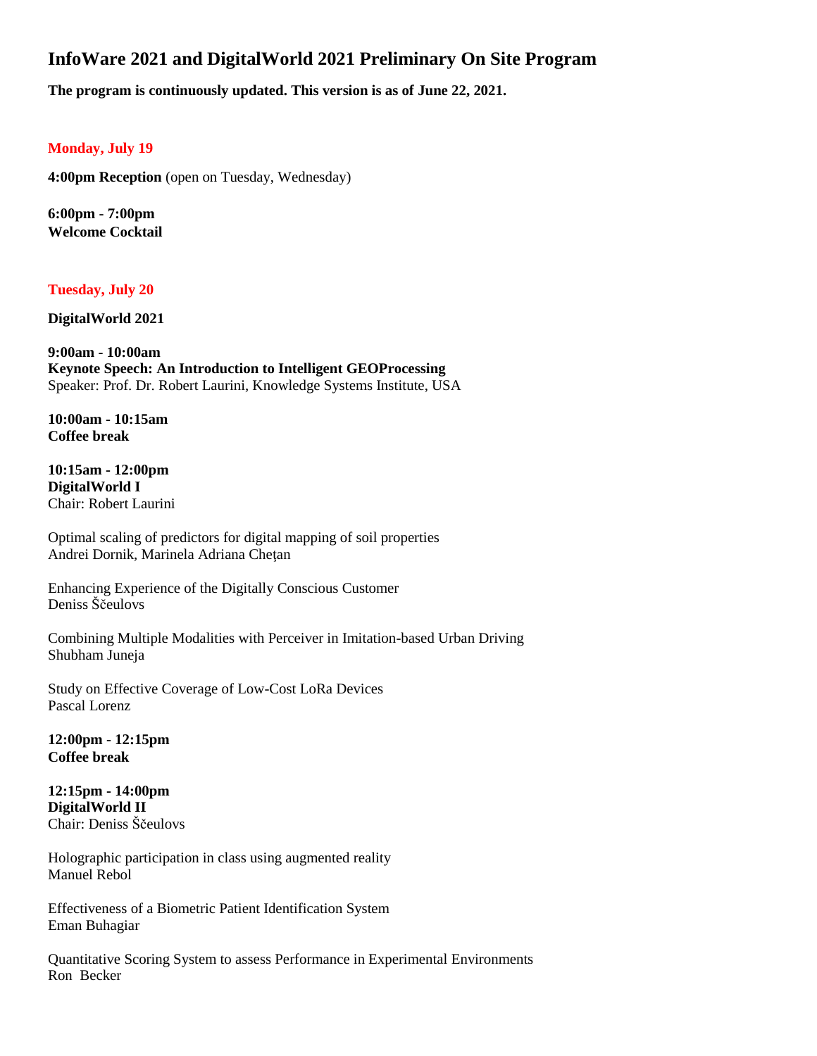# InfoWare 2021 and DigitalWorld 2021 Preliminary On Site Program

**The program is continuously updated. This version is as of June 22, 2021.**

## Monday, July 19

**4:00pm Reception** (open on Tuesday, Wednesday)

**6:00pm - 7:00pm**
**Welcome Cocktail**

## Tuesday, July 20

**DigitalWorld 2021**

**9:00am - 10:00am**
**Keynote Speech: An Introduction to Intelligent GEOProcessing**
Speaker: Prof. Dr. Robert Laurini, Knowledge Systems Institute, USA

**10:00am - 10:15am**
**Coffee break**

**10:15am - 12:00pm**
**DigitalWorld I**
Chair: Robert Laurini

Optimal scaling of predictors for digital mapping of soil properties
Andrei Dornik, Marinela Adriana Cheţan

Enhancing Experience of the Digitally Conscious Customer
Deniss Ščeulovs

Combining Multiple Modalities with Perceiver in Imitation-based Urban Driving
Shubham Juneja

Study on Effective Coverage of Low-Cost LoRa Devices
Pascal Lorenz

**12:00pm - 12:15pm**
**Coffee break**

**12:15pm - 14:00pm**
**DigitalWorld II**
Chair: Deniss Ščeulovs

Holographic participation in class using augmented reality
Manuel Rebol

Effectiveness of a Biometric Patient Identification System
Eman Buhagiar

Quantitative Scoring System to assess Performance in Experimental Environments
Ron Becker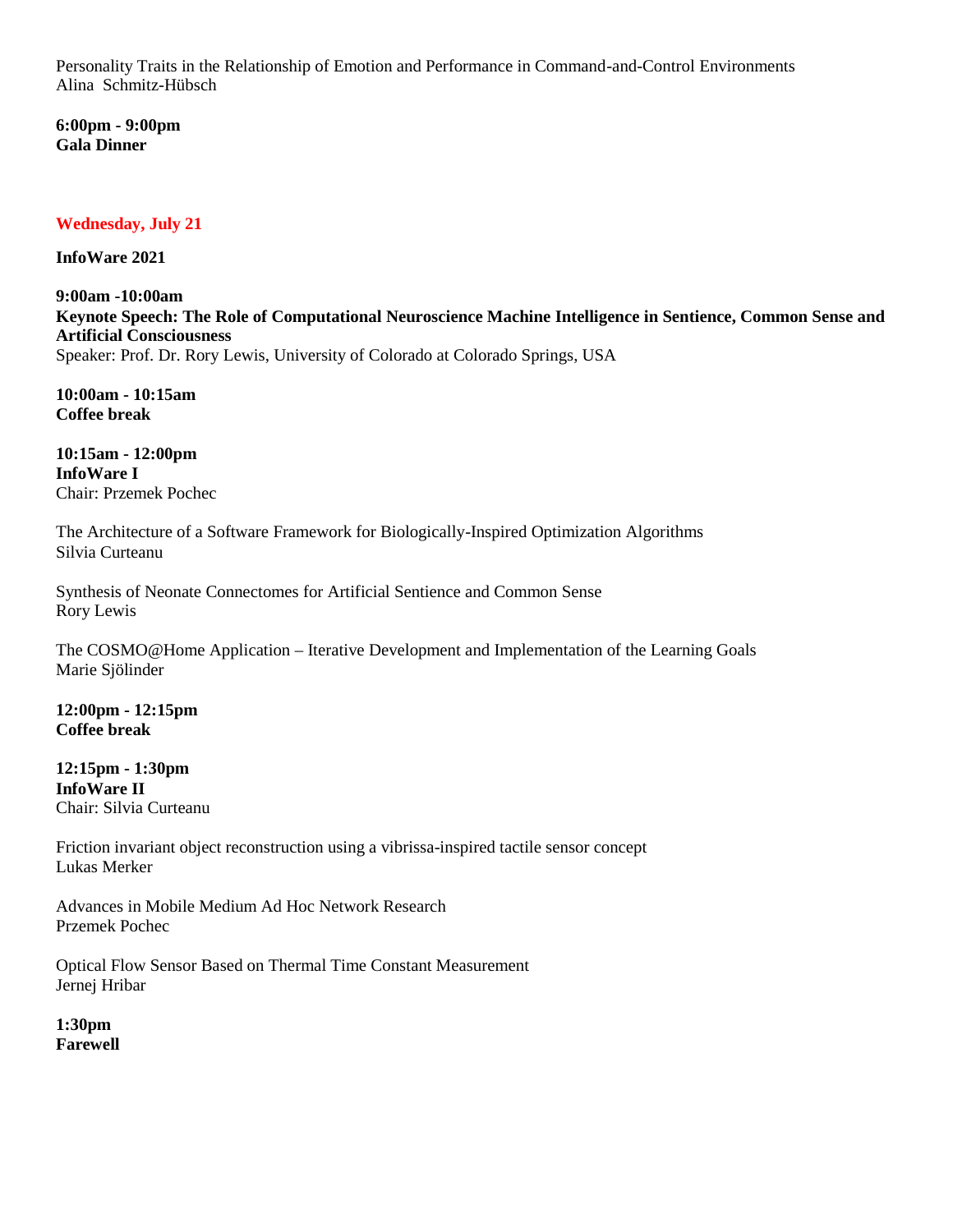Personality Traits in the Relationship of Emotion and Performance in Command-and-Control Environments
Alina Schmitz-Hübsch

**6:00pm - 9:00pm**
**Gala Dinner**

## Wednesday, July 21

**InfoWare 2021**

**9:00am -10:00am**
**Keynote Speech: The Role of Computational Neuroscience Machine Intelligence in Sentience, Common Sense and Artificial Consciousness**
Speaker: Prof. Dr. Rory Lewis, University of Colorado at Colorado Springs, USA

**10:00am - 10:15am**
**Coffee break**

**10:15am - 12:00pm**
**InfoWare I**
Chair: Przemek Pochec

The Architecture of a Software Framework for Biologically-Inspired Optimization Algorithms
Silvia Curteanu

Synthesis of Neonate Connectomes for Artificial Sentience and Common Sense
Rory Lewis

The COSMO@Home Application – Iterative Development and Implementation of the Learning Goals
Marie Sjölinder

**12:00pm - 12:15pm**
**Coffee break**

**12:15pm - 1:30pm**
**InfoWare II**
Chair: Silvia Curteanu

Friction invariant object reconstruction using a vibrissa-inspired tactile sensor concept
Lukas Merker

Advances in Mobile Medium Ad Hoc Network Research
Przemek Pochec

Optical Flow Sensor Based on Thermal Time Constant Measurement
Jernej Hribar

**1:30pm**
**Farewell**